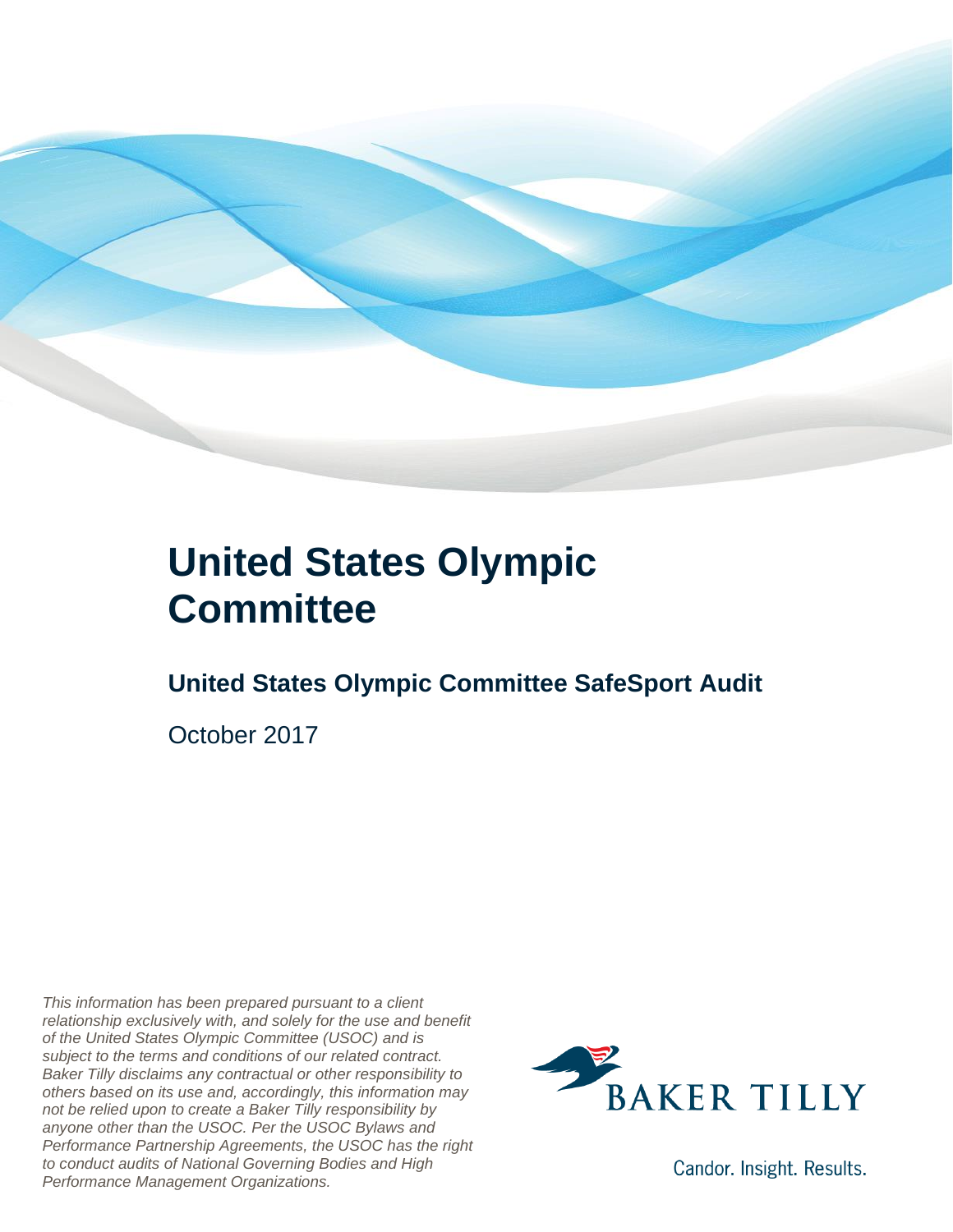# United States Olympic Committee

## United States Olympic Committee SafeSport Audit

October 2017

*This information has been prepared pursuant to a client relationship exclusively with, and solely for the use and benefit of the United States Olympic Committee (USOC) and is subject to the terms and conditions of our related contract. Baker Tilly disclaims any contractual or other responsibility to others based on its use and, accordingly, this information may not be relied upon to create a Baker Tilly responsibility by anyone other than the USOC. Per the USOC Bylaws and Performance Partnership Agreements, the USOC has the right to conduct audits of National Governing Bodies and High Performance Management Organizations.*

BAKER TILLY

Candor. Insight. Results.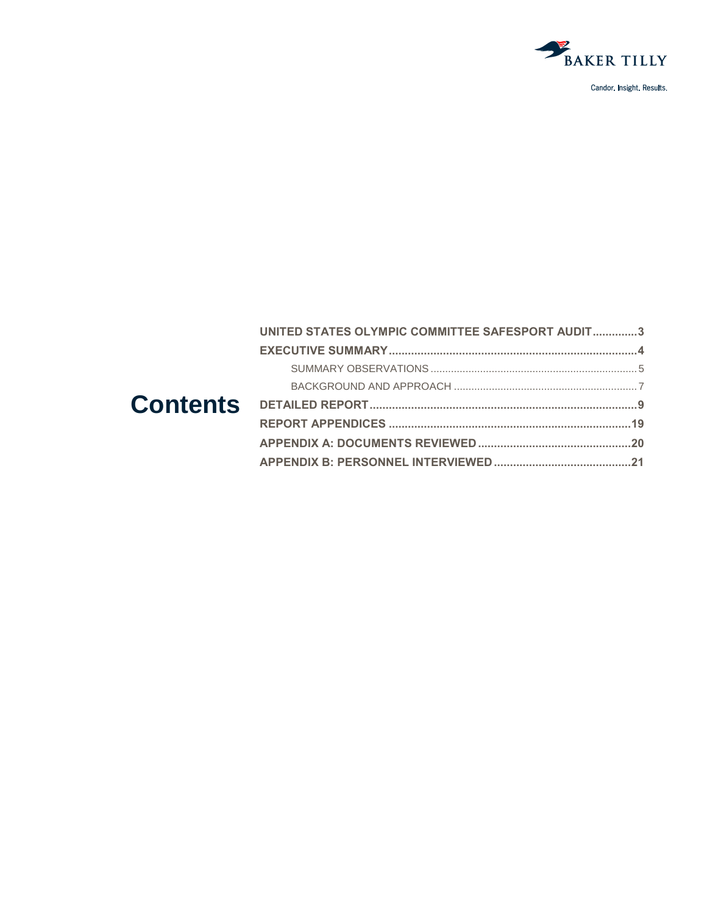BAKER TILLY

Candor. Insight. Results.

# Contents

**UNITED STATES OLYMPIC COMMITTEE SAFESPORT AUDIT**..............3

**EXECUTIVE SUMMARY**..............4

SUMMARY OBSERVATIONS..............5

BACKGROUND AND APPROACH..............7

**DETAILED REPORT**..............9

**REPORT APPENDICES**..............19

**APPENDIX A: DOCUMENTS REVIEWED**..............20

**APPENDIX B: PERSONNEL INTERVIEWED**..............21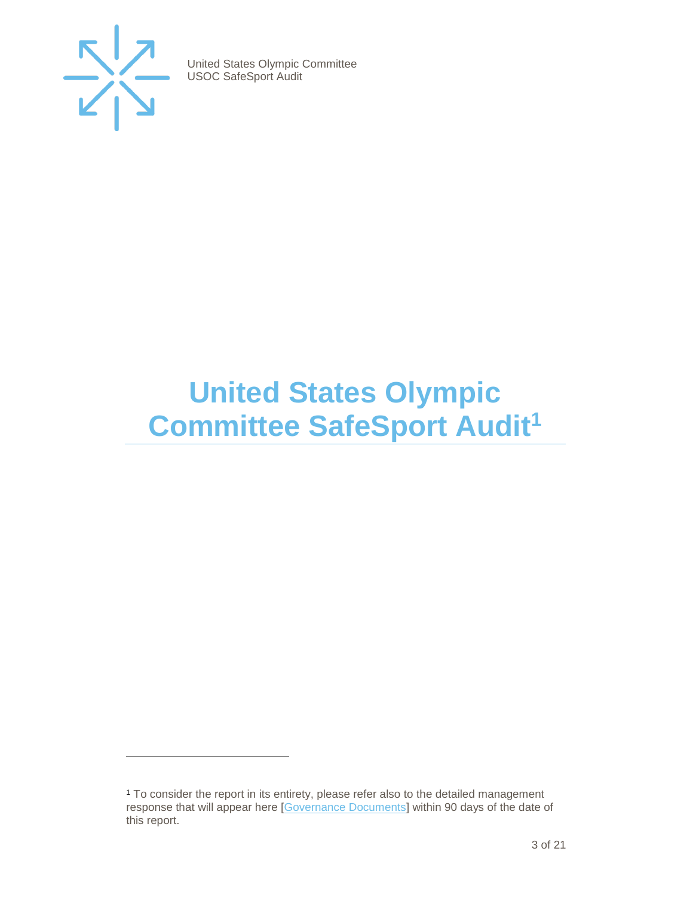# United States Olympic Committee SafeSport Audit[1]

[1] To consider the report in its entirety, please refer also to the detailed management response that will appear here [Governance Documents] within 90 days of the date of this report.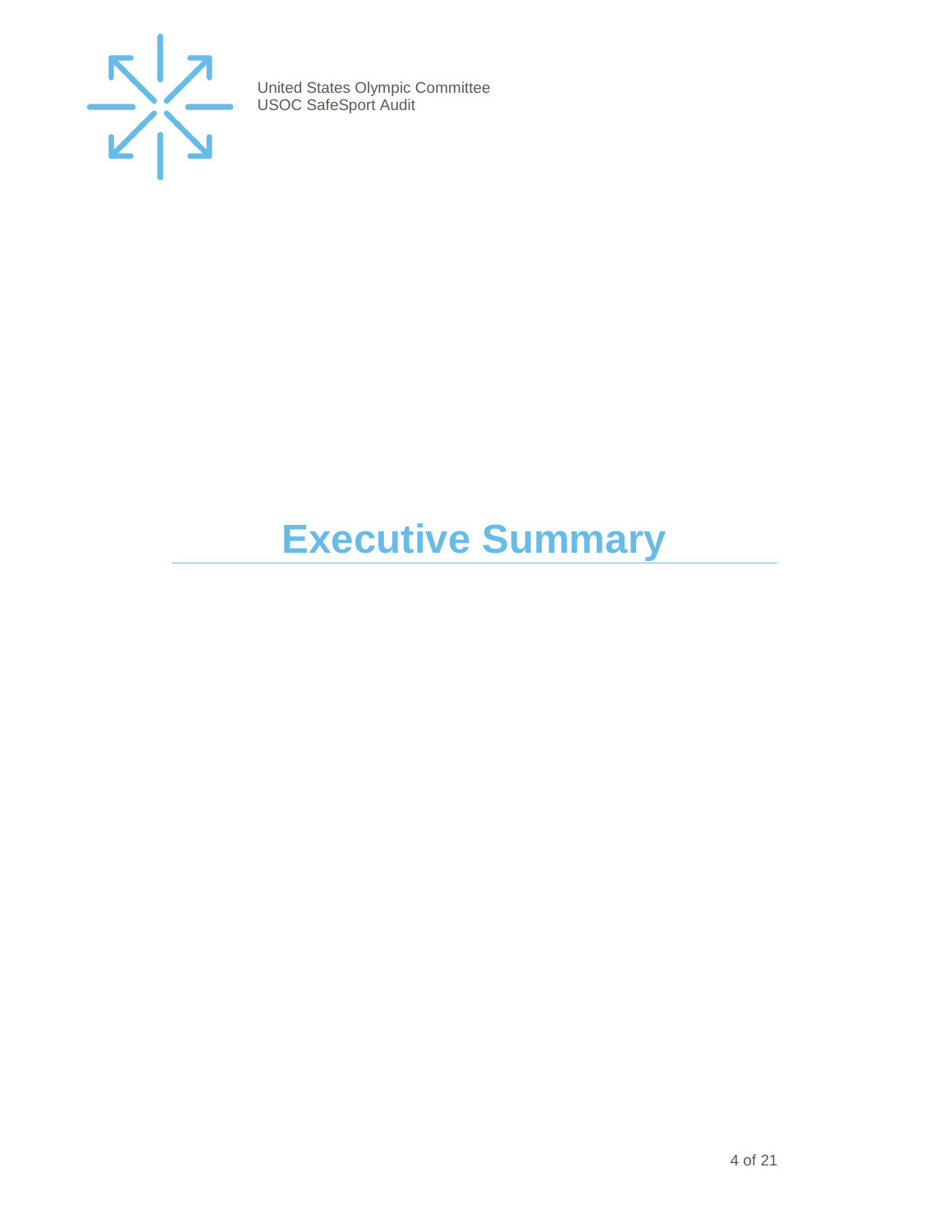# Executive Summary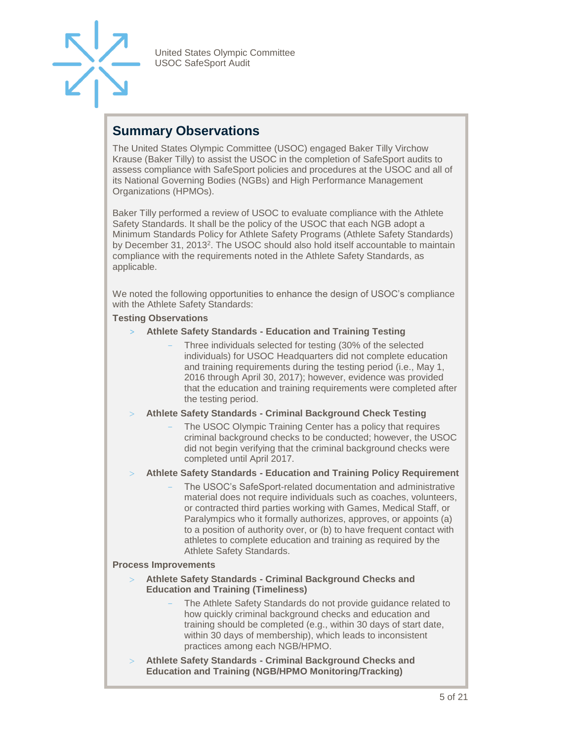## Summary Observations

The United States Olympic Committee (USOC) engaged Baker Tilly Virchow Krause (Baker Tilly) to assist the USOC in the completion of SafeSport audits to assess compliance with SafeSport policies and procedures at the USOC and all of its National Governing Bodies (NGBs) and High Performance Management Organizations (HPMOs).

Baker Tilly performed a review of USOC to evaluate compliance with the Athlete Safety Standards. It shall be the policy of the USOC that each NGB adopt a Minimum Standards Policy for Athlete Safety Programs (Athlete Safety Standards) by December 31, 2013[2]. The USOC should also hold itself accountable to maintain compliance with the requirements noted in the Athlete Safety Standards, as applicable.

We noted the following opportunities to enhance the design of USOC's compliance with the Athlete Safety Standards:

**Testing Observations**

- **Athlete Safety Standards - Education and Training Testing**
  - Three individuals selected for testing (30% of the selected individuals) for USOC Headquarters did not complete education and training requirements during the testing period (i.e., May 1, 2016 through April 30, 2017); however, evidence was provided that the education and training requirements were completed after the testing period.
- **Athlete Safety Standards - Criminal Background Check Testing**
  - The USOC Olympic Training Center has a policy that requires criminal background checks to be conducted; however, the USOC did not begin verifying that the criminal background checks were completed until April 2017.
- **Athlete Safety Standards - Education and Training Policy Requirement**
  - The USOC's SafeSport-related documentation and administrative material does not require individuals such as coaches, volunteers, or contracted third parties working with Games, Medical Staff, or Paralympics who it formally authorizes, approves, or appoints (a) to a position of authority over, or (b) to have frequent contact with athletes to complete education and training as required by the Athlete Safety Standards.

**Process Improvements**

- **Athlete Safety Standards - Criminal Background Checks and Education and Training (Timeliness)**
  - The Athlete Safety Standards do not provide guidance related to how quickly criminal background checks and education and training should be completed (e.g., within 30 days of start date, within 30 days of membership), which leads to inconsistent practices among each NGB/HPMO.
- **Athlete Safety Standards - Criminal Background Checks and Education and Training (NGB/HPMO Monitoring/Tracking)**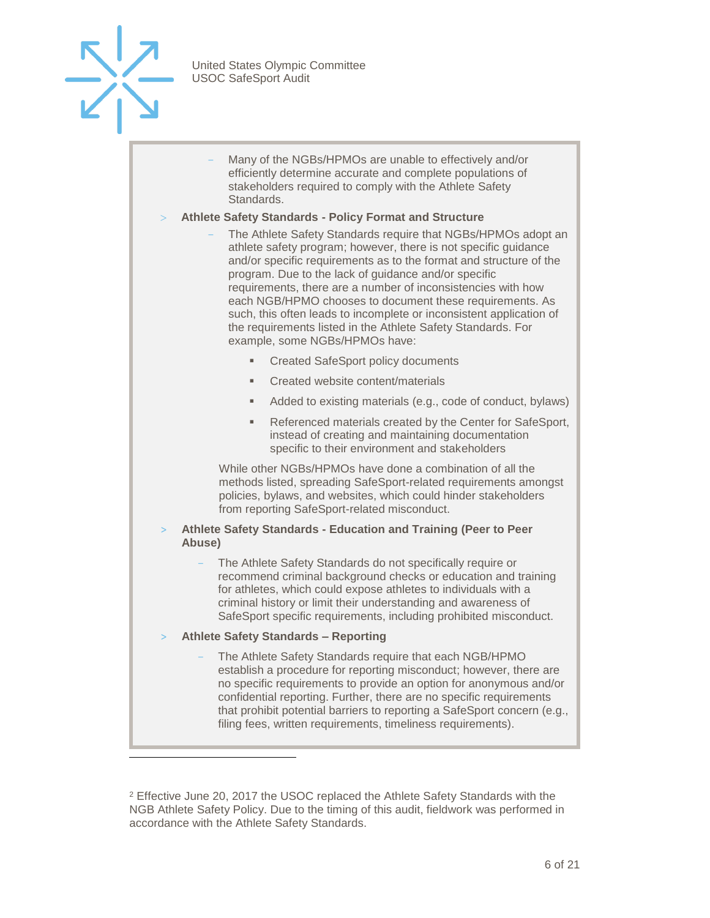- Many of the NGBs/HPMOs are unable to effectively and/or efficiently determine accurate and complete populations of stakeholders required to comply with the Athlete Safety Standards.

> **Athlete Safety Standards - Policy Format and Structure**

- The Athlete Safety Standards require that NGBs/HPMOs adopt an athlete safety program; however, there is not specific guidance and/or specific requirements as to the format and structure of the program. Due to the lack of guidance and/or specific requirements, there are a number of inconsistencies with how each NGB/HPMO chooses to document these requirements. As such, this often leads to incomplete or inconsistent application of the requirements listed in the Athlete Safety Standards. For example, some NGBs/HPMOs have:
  - Created SafeSport policy documents
  - Created website content/materials
  - Added to existing materials (e.g., code of conduct, bylaws)
  - Referenced materials created by the Center for SafeSport, instead of creating and maintaining documentation specific to their environment and stakeholders

  While other NGBs/HPMOs have done a combination of all the methods listed, spreading SafeSport-related requirements amongst policies, bylaws, and websites, which could hinder stakeholders from reporting SafeSport-related misconduct.

> **Athlete Safety Standards - Education and Training (Peer to Peer Abuse)**

- The Athlete Safety Standards do not specifically require or recommend criminal background checks or education and training for athletes, which could expose athletes to individuals with a criminal history or limit their understanding and awareness of SafeSport specific requirements, including prohibited misconduct.

> **Athlete Safety Standards – Reporting**

- The Athlete Safety Standards require that each NGB/HPMO establish a procedure for reporting misconduct; however, there are no specific requirements to provide an option for anonymous and/or confidential reporting. Further, there are no specific requirements that prohibit potential barriers to reporting a SafeSport concern (e.g., filing fees, written requirements, timeliness requirements).

---

[2] Effective June 20, 2017 the USOC replaced the Athlete Safety Standards with the NGB Athlete Safety Policy. Due to the timing of this audit, fieldwork was performed in accordance with the Athlete Safety Standards.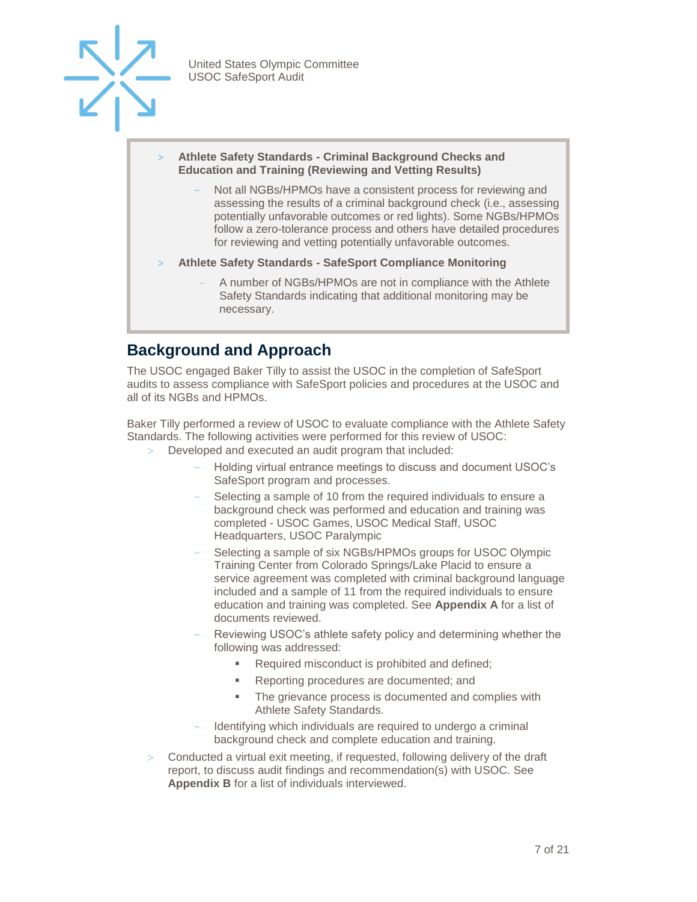- **Athlete Safety Standards - Criminal Background Checks and Education and Training (Reviewing and Vetting Results)**
  - Not all NGBs/HPMOs have a consistent process for reviewing and assessing the results of a criminal background check (i.e., assessing potentially unfavorable outcomes or red lights). Some NGBs/HPMOs follow a zero-tolerance process and others have detailed procedures for reviewing and vetting potentially unfavorable outcomes.
- **Athlete Safety Standards - SafeSport Compliance Monitoring**
  - A number of NGBs/HPMOs are not in compliance with the Athlete Safety Standards indicating that additional monitoring may be necessary.

## Background and Approach

The USOC engaged Baker Tilly to assist the USOC in the completion of SafeSport audits to assess compliance with SafeSport policies and procedures at the USOC and all of its NGBs and HPMOs.

Baker Tilly performed a review of USOC to evaluate compliance with the Athlete Safety Standards. The following activities were performed for this review of USOC:

- Developed and executed an audit program that included:
  - Holding virtual entrance meetings to discuss and document USOC's SafeSport program and processes.
  - Selecting a sample of 10 from the required individuals to ensure a background check was performed and education and training was completed - USOC Games, USOC Medical Staff, USOC Headquarters, USOC Paralympic
  - Selecting a sample of six NGBs/HPMOs groups for USOC Olympic Training Center from Colorado Springs/Lake Placid to ensure a service agreement was completed with criminal background language included and a sample of 11 from the required individuals to ensure education and training was completed. See **Appendix A** for a list of documents reviewed.
  - Reviewing USOC's athlete safety policy and determining whether the following was addressed:
    - Required misconduct is prohibited and defined;
    - Reporting procedures are documented; and
    - The grievance process is documented and complies with Athlete Safety Standards.
  - Identifying which individuals are required to undergo a criminal background check and complete education and training.
- Conducted a virtual exit meeting, if requested, following delivery of the draft report, to discuss audit findings and recommendation(s) with USOC. See **Appendix B** for a list of individuals interviewed.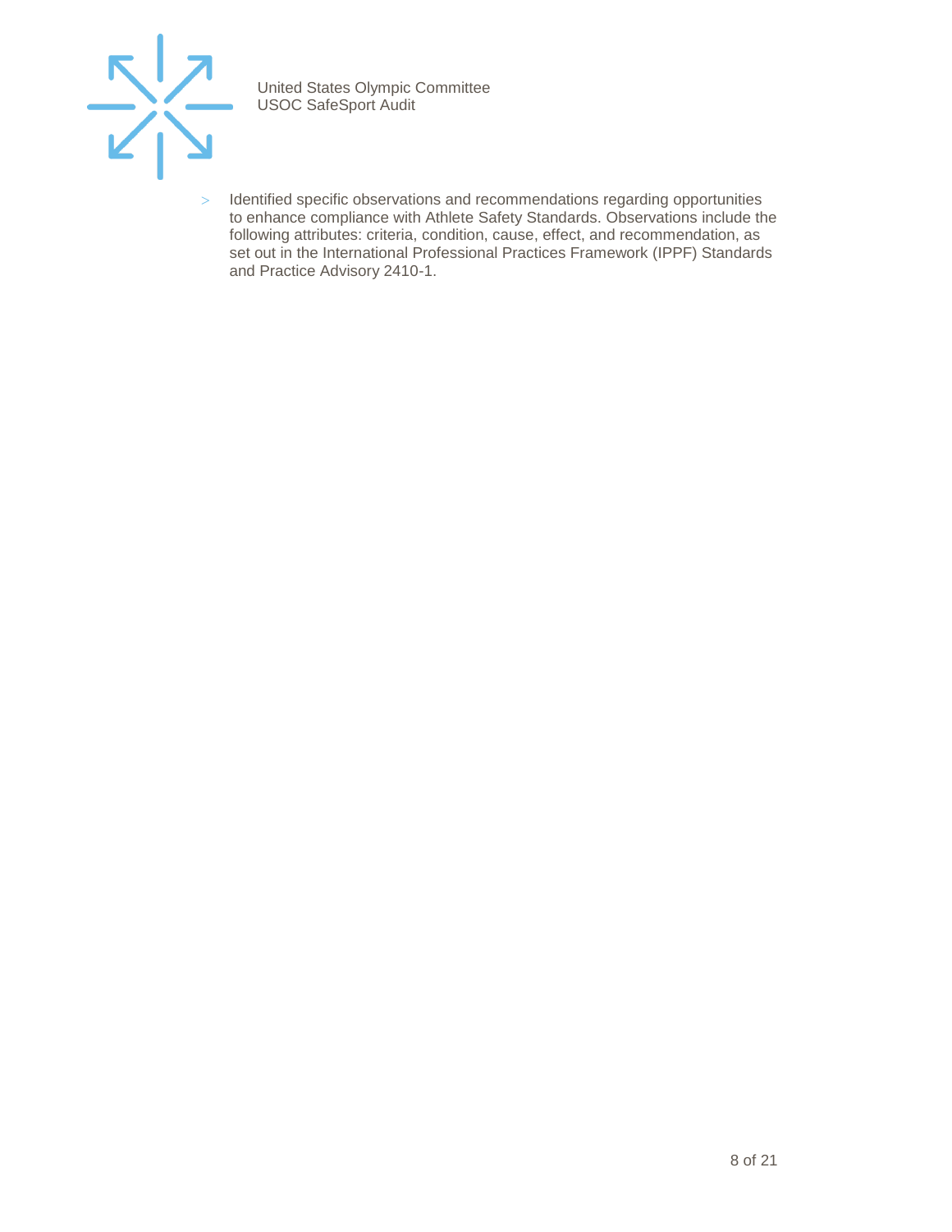- Identified specific observations and recommendations regarding opportunities to enhance compliance with Athlete Safety Standards. Observations include the following attributes: criteria, condition, cause, effect, and recommendation, as set out in the International Professional Practices Framework (IPPF) Standards and Practice Advisory 2410-1.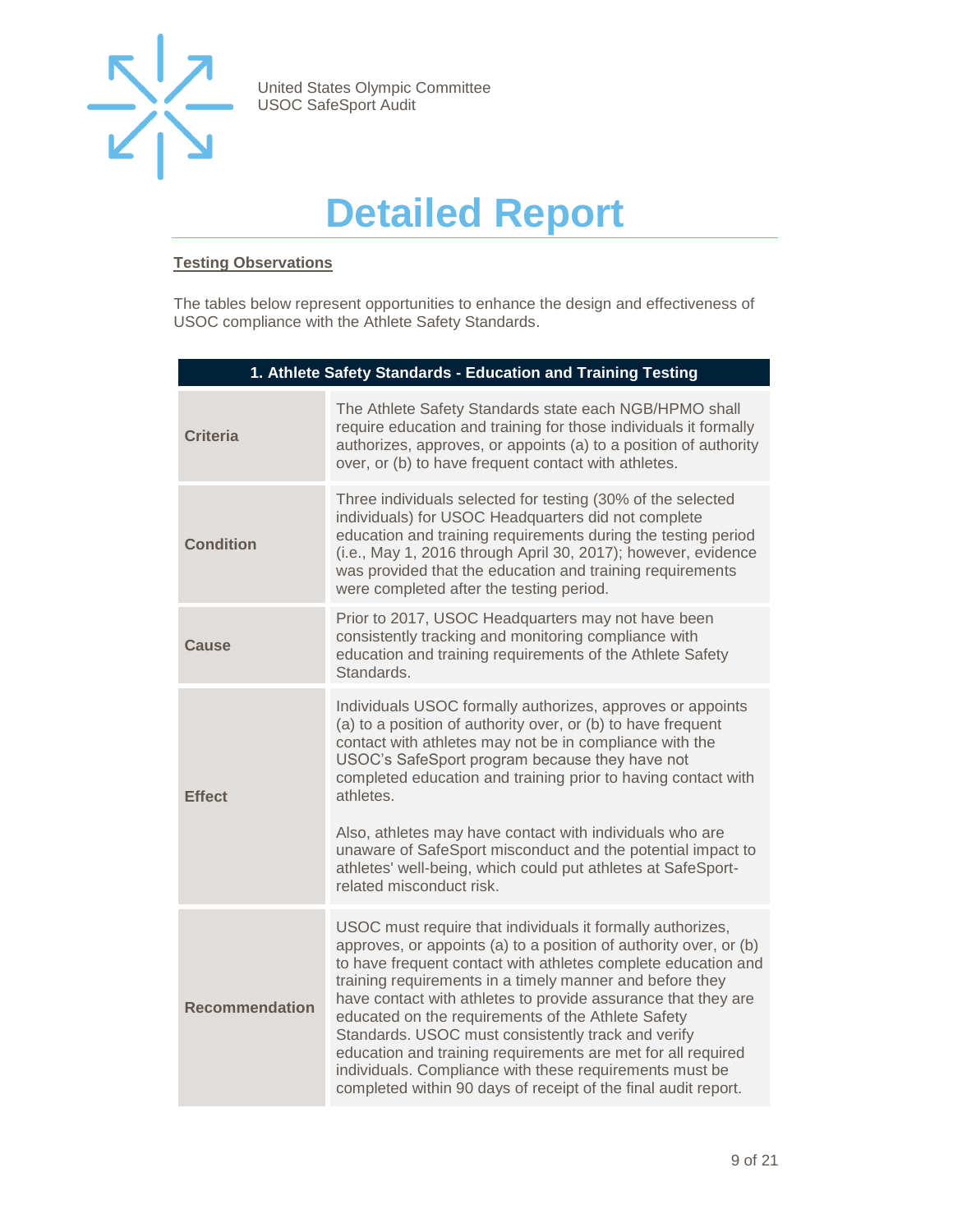# Detailed Report

**Testing Observations**

The tables below represent opportunities to enhance the design and effectiveness of USOC compliance with the Athlete Safety Standards.

| 1. Athlete Safety Standards - Education and Training Testing | |
|---|---|
| **Criteria** | The Athlete Safety Standards state each NGB/HPMO shall require education and training for those individuals it formally authorizes, approves, or appoints (a) to a position of authority over, or (b) to have frequent contact with athletes. |
| **Condition** | Three individuals selected for testing (30% of the selected individuals) for USOC Headquarters did not complete education and training requirements during the testing period (i.e., May 1, 2016 through April 30, 2017); however, evidence was provided that the education and training requirements were completed after the testing period. |
| **Cause** | Prior to 2017, USOC Headquarters may not have been consistently tracking and monitoring compliance with education and training requirements of the Athlete Safety Standards. |
| **Effect** | Individuals USOC formally authorizes, approves or appoints (a) to a position of authority over, or (b) to have frequent contact with athletes may not be in compliance with the USOC's SafeSport program because they have not completed education and training prior to having contact with athletes.<br><br>Also, athletes may have contact with individuals who are unaware of SafeSport misconduct and the potential impact to athletes' well-being, which could put athletes at SafeSport-related misconduct risk. |
| **Recommendation** | USOC must require that individuals it formally authorizes, approves, or appoints (a) to a position of authority over, or (b) to have frequent contact with athletes complete education and training requirements in a timely manner and before they have contact with athletes to provide assurance that they are educated on the requirements of the Athlete Safety Standards. USOC must consistently track and verify education and training requirements are met for all required individuals. Compliance with these requirements must be completed within 90 days of receipt of the final audit report. |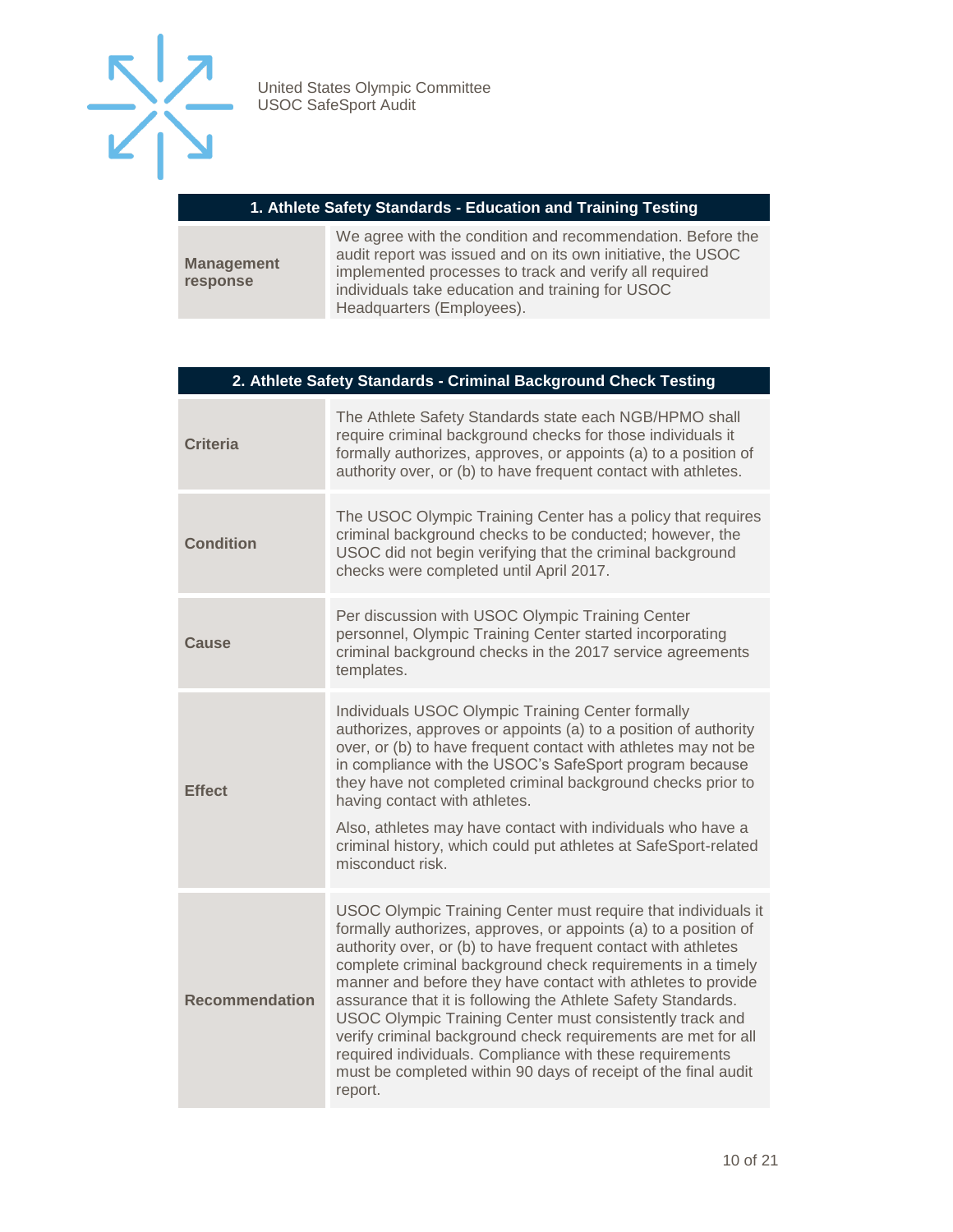| 1. Athlete Safety Standards - Education and Training Testing | |
|---|---|
| **Management response** | We agree with the condition and recommendation. Before the audit report was issued and on its own initiative, the USOC implemented processes to track and verify all required individuals take education and training for USOC Headquarters (Employees). |

| 2. Athlete Safety Standards - Criminal Background Check Testing | |
|---|---|
| **Criteria** | The Athlete Safety Standards state each NGB/HPMO shall require criminal background checks for those individuals it formally authorizes, approves, or appoints (a) to a position of authority over, or (b) to have frequent contact with athletes. |
| **Condition** | The USOC Olympic Training Center has a policy that requires criminal background checks to be conducted; however, the USOC did not begin verifying that the criminal background checks were completed until April 2017. |
| **Cause** | Per discussion with USOC Olympic Training Center personnel, Olympic Training Center started incorporating criminal background checks in the 2017 service agreements templates. |
| **Effect** | Individuals USOC Olympic Training Center formally authorizes, approves or appoints (a) to a position of authority over, or (b) to have frequent contact with athletes may not be in compliance with the USOC's SafeSport program because they have not completed criminal background checks prior to having contact with athletes.<br><br>Also, athletes may have contact with individuals who have a criminal history, which could put athletes at SafeSport-related misconduct risk. |
| **Recommendation** | USOC Olympic Training Center must require that individuals it formally authorizes, approves, or appoints (a) to a position of authority over, or (b) to have frequent contact with athletes complete criminal background check requirements in a timely manner and before they have contact with athletes to provide assurance that it is following the Athlete Safety Standards. USOC Olympic Training Center must consistently track and verify criminal background check requirements are met for all required individuals. Compliance with these requirements must be completed within 90 days of receipt of the final audit report. |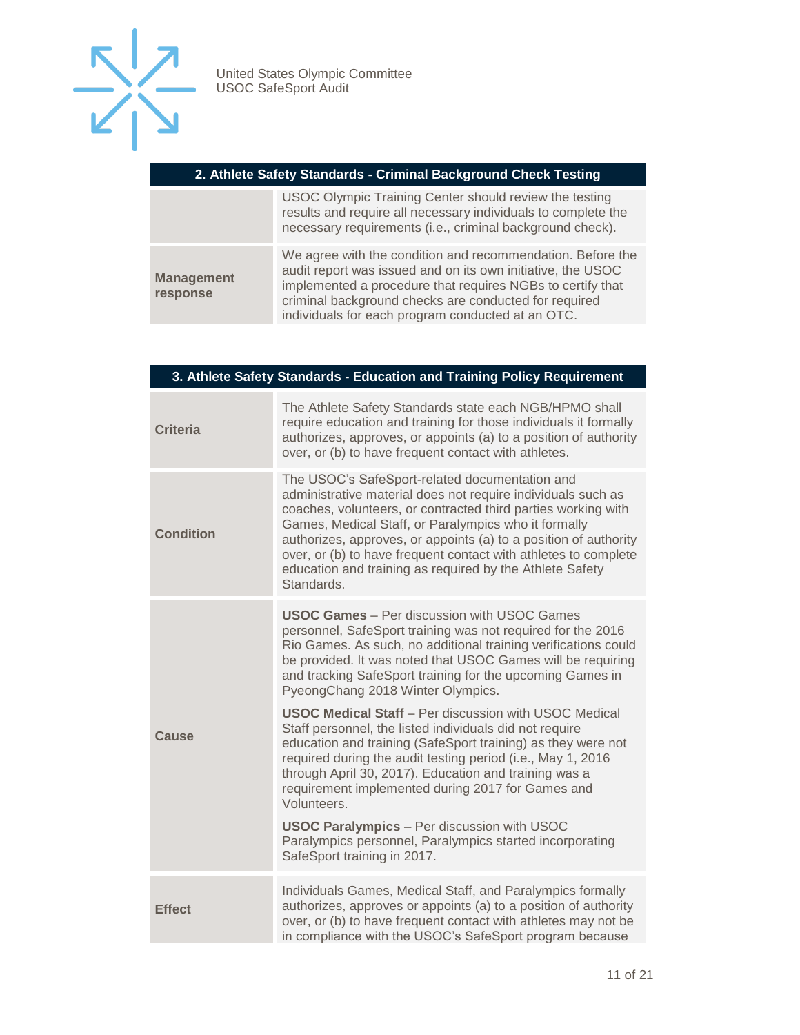| 2. Athlete Safety Standards - Criminal Background Check Testing | |
| --- | --- |
| | USOC Olympic Training Center should review the testing results and require all necessary individuals to complete the necessary requirements (i.e., criminal background check). |
| **Management response** | We agree with the condition and recommendation. Before the audit report was issued and on its own initiative, the USOC implemented a procedure that requires NGBs to certify that criminal background checks are conducted for required individuals for each program conducted at an OTC. |

| 3. Athlete Safety Standards - Education and Training Policy Requirement | |
| --- | --- |
| **Criteria** | The Athlete Safety Standards state each NGB/HPMO shall require education and training for those individuals it formally authorizes, approves, or appoints (a) to a position of authority over, or (b) to have frequent contact with athletes. |
| **Condition** | The USOC's SafeSport-related documentation and administrative material does not require individuals such as coaches, volunteers, or contracted third parties working with Games, Medical Staff, or Paralympics who it formally authorizes, approves, or appoints (a) to a position of authority over, or (b) to have frequent contact with athletes to complete education and training as required by the Athlete Safety Standards. |
| **Cause** | **USOC Games** – Per discussion with USOC Games personnel, SafeSport training was not required for the 2016 Rio Games. As such, no additional training verifications could be provided. It was noted that USOC Games will be requiring and tracking SafeSport training for the upcoming Games in PyeongChang 2018 Winter Olympics.<br><br>**USOC Medical Staff** – Per discussion with USOC Medical Staff personnel, the listed individuals did not require education and training (SafeSport training) as they were not required during the audit testing period (i.e., May 1, 2016 through April 30, 2017). Education and training was a requirement implemented during 2017 for Games and Volunteers.<br><br>**USOC Paralympics** – Per discussion with USOC Paralympics personnel, Paralympics started incorporating SafeSport training in 2017. |
| **Effect** | Individuals Games, Medical Staff, and Paralympics formally authorizes, approves or appoints (a) to a position of authority over, or (b) to have frequent contact with athletes may not be in compliance with the USOC's SafeSport program because |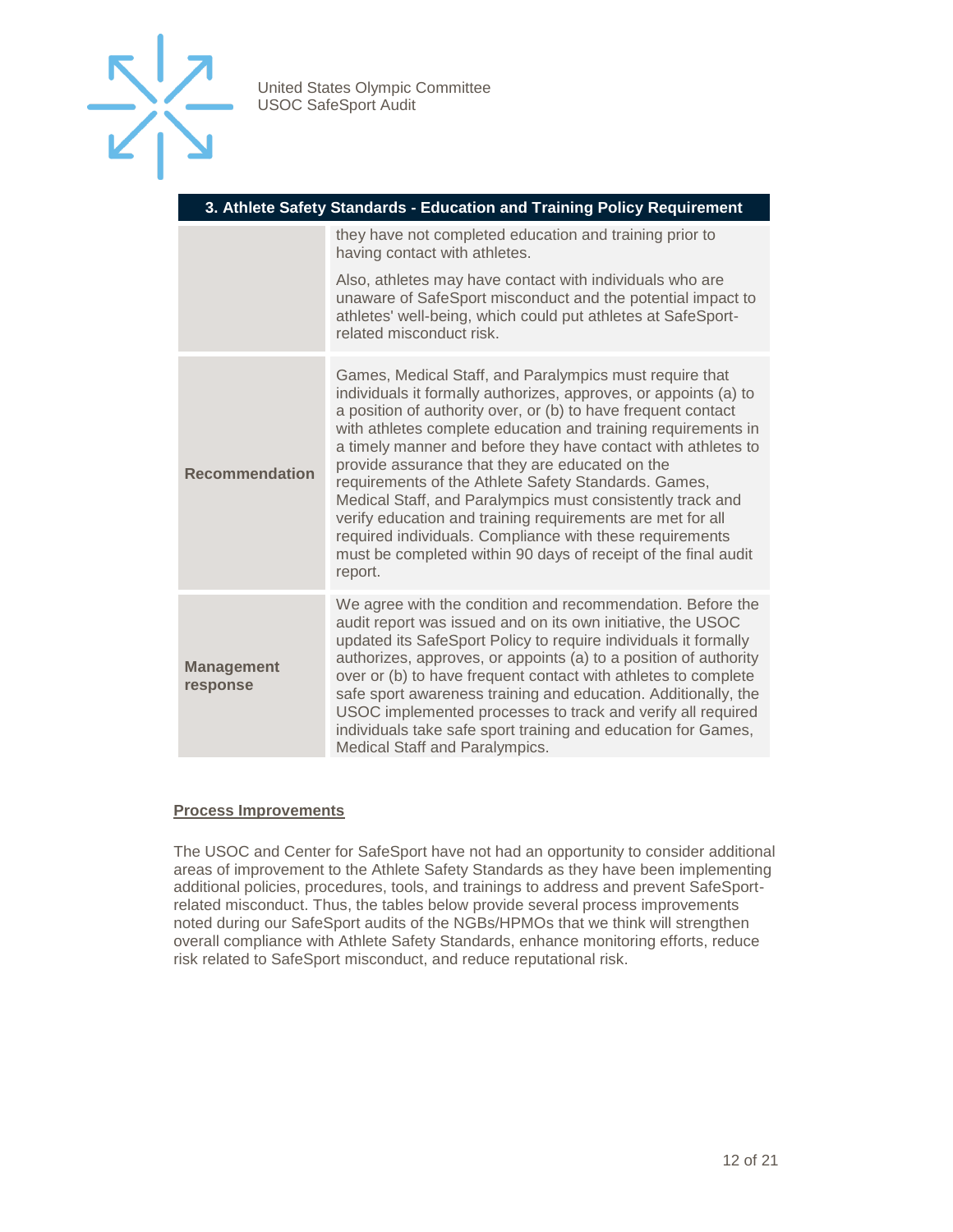| 3. Athlete Safety Standards - Education and Training Policy Requirement | |
|---|---|
| | they have not completed education and training prior to having contact with athletes. Also, athletes may have contact with individuals who are unaware of SafeSport misconduct and the potential impact to athletes' well-being, which could put athletes at SafeSport-related misconduct risk. |
| **Recommendation** | Games, Medical Staff, and Paralympics must require that individuals it formally authorizes, approves, or appoints (a) to a position of authority over, or (b) to have frequent contact with athletes complete education and training requirements in a timely manner and before they have contact with athletes to provide assurance that they are educated on the requirements of the Athlete Safety Standards. Games, Medical Staff, and Paralympics must consistently track and verify education and training requirements are met for all required individuals. Compliance with these requirements must be completed within 90 days of receipt of the final audit report. |
| **Management response** | We agree with the condition and recommendation. Before the audit report was issued and on its own initiative, the USOC updated its SafeSport Policy to require individuals it formally authorizes, approves, or appoints (a) to a position of authority over or (b) to have frequent contact with athletes to complete safe sport awareness training and education. Additionally, the USOC implemented processes to track and verify all required individuals take safe sport training and education for Games, Medical Staff and Paralympics. |

## Process Improvements

The USOC and Center for SafeSport have not had an opportunity to consider additional areas of improvement to the Athlete Safety Standards as they have been implementing additional policies, procedures, tools, and trainings to address and prevent SafeSport-related misconduct. Thus, the tables below provide several process improvements noted during our SafeSport audits of the NGBs/HPMOs that we think will strengthen overall compliance with Athlete Safety Standards, enhance monitoring efforts, reduce risk related to SafeSport misconduct, and reduce reputational risk.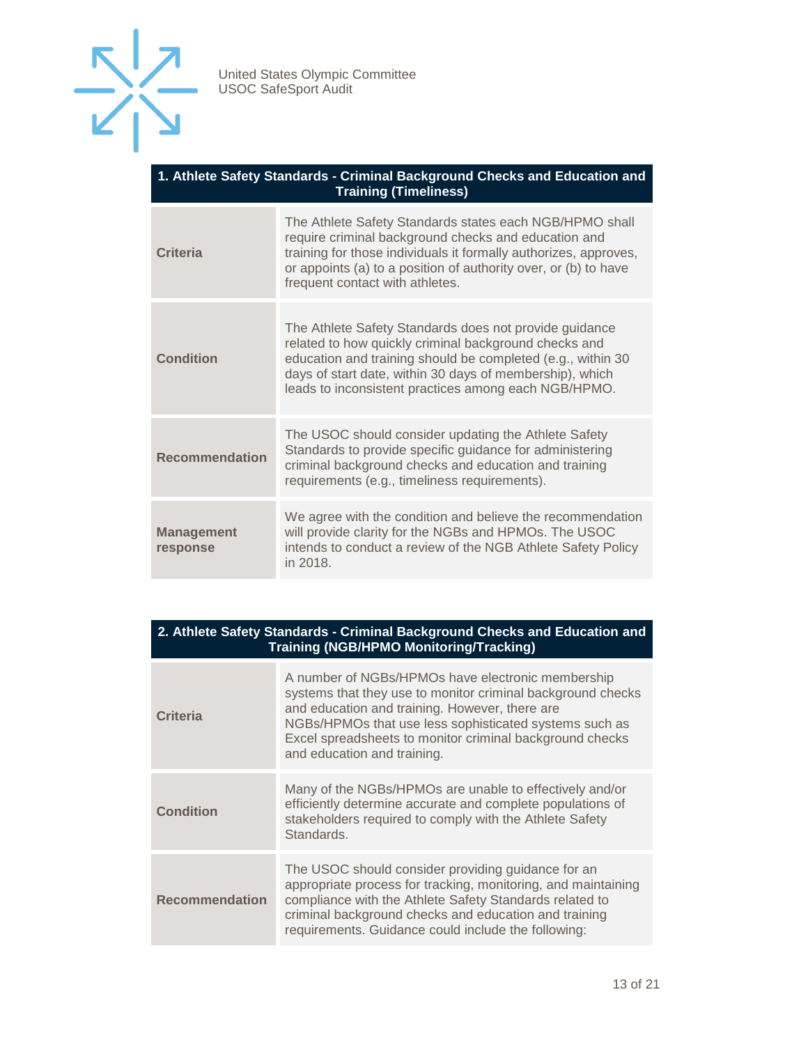| 1. Athlete Safety Standards - Criminal Background Checks and Education and Training (Timeliness) | |
|---|---|
| **Criteria** | The Athlete Safety Standards states each NGB/HPMO shall require criminal background checks and education and training for those individuals it formally authorizes, approves, or appoints (a) to a position of authority over, or (b) to have frequent contact with athletes. |
| **Condition** | The Athlete Safety Standards does not provide guidance related to how quickly criminal background checks and education and training should be completed (e.g., within 30 days of start date, within 30 days of membership), which leads to inconsistent practices among each NGB/HPMO. |
| **Recommendation** | The USOC should consider updating the Athlete Safety Standards to provide specific guidance for administering criminal background checks and education and training requirements (e.g., timeliness requirements). |
| **Management response** | We agree with the condition and believe the recommendation will provide clarity for the NGBs and HPMOs. The USOC intends to conduct a review of the NGB Athlete Safety Policy in 2018. |

| 2. Athlete Safety Standards - Criminal Background Checks and Education and Training (NGB/HPMO Monitoring/Tracking) | |
|---|---|
| **Criteria** | A number of NGBs/HPMOs have electronic membership systems that they use to monitor criminal background checks and education and training. However, there are NGBs/HPMOs that use less sophisticated systems such as Excel spreadsheets to monitor criminal background checks and education and training. |
| **Condition** | Many of the NGBs/HPMOs are unable to effectively and/or efficiently determine accurate and complete populations of stakeholders required to comply with the Athlete Safety Standards. |
| **Recommendation** | The USOC should consider providing guidance for an appropriate process for tracking, monitoring, and maintaining compliance with the Athlete Safety Standards related to criminal background checks and education and training requirements. Guidance could include the following: |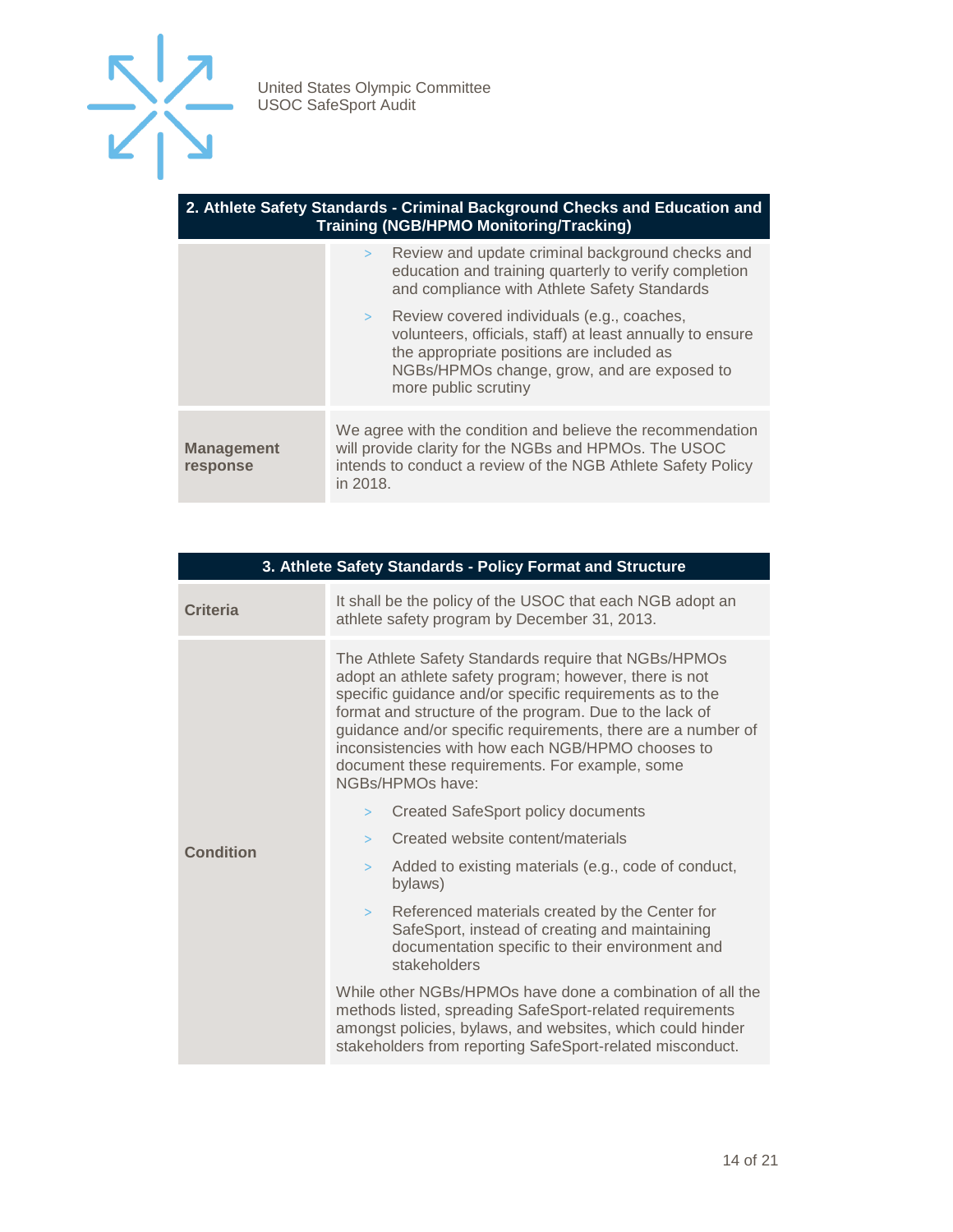| 2. Athlete Safety Standards - Criminal Background Checks and Education and Training (NGB/HPMO Monitoring/Tracking) | |
|---|---|
| | > Review and update criminal background checks and education and training quarterly to verify completion and compliance with Athlete Safety Standards<br>> Review covered individuals (e.g., coaches, volunteers, officials, staff) at least annually to ensure the appropriate positions are included as NGBs/HPMOs change, grow, and are exposed to more public scrutiny |
| **Management response** | We agree with the condition and believe the recommendation will provide clarity for the NGBs and HPMOs. The USOC intends to conduct a review of the NGB Athlete Safety Policy in 2018. |

| 3. Athlete Safety Standards - Policy Format and Structure | |
|---|---|
| **Criteria** | It shall be the policy of the USOC that each NGB adopt an athlete safety program by December 31, 2013. |
| **Condition** | The Athlete Safety Standards require that NGBs/HPMOs adopt an athlete safety program; however, there is not specific guidance and/or specific requirements as to the format and structure of the program. Due to the lack of guidance and/or specific requirements, there are a number of inconsistencies with how each NGB/HPMO chooses to document these requirements. For example, some NGBs/HPMOs have:<br>> Created SafeSport policy documents<br>> Created website content/materials<br>> Added to existing materials (e.g., code of conduct, bylaws)<br>> Referenced materials created by the Center for SafeSport, instead of creating and maintaining documentation specific to their environment and stakeholders<br>While other NGBs/HPMOs have done a combination of all the methods listed, spreading SafeSport-related requirements amongst policies, bylaws, and websites, which could hinder stakeholders from reporting SafeSport-related misconduct. |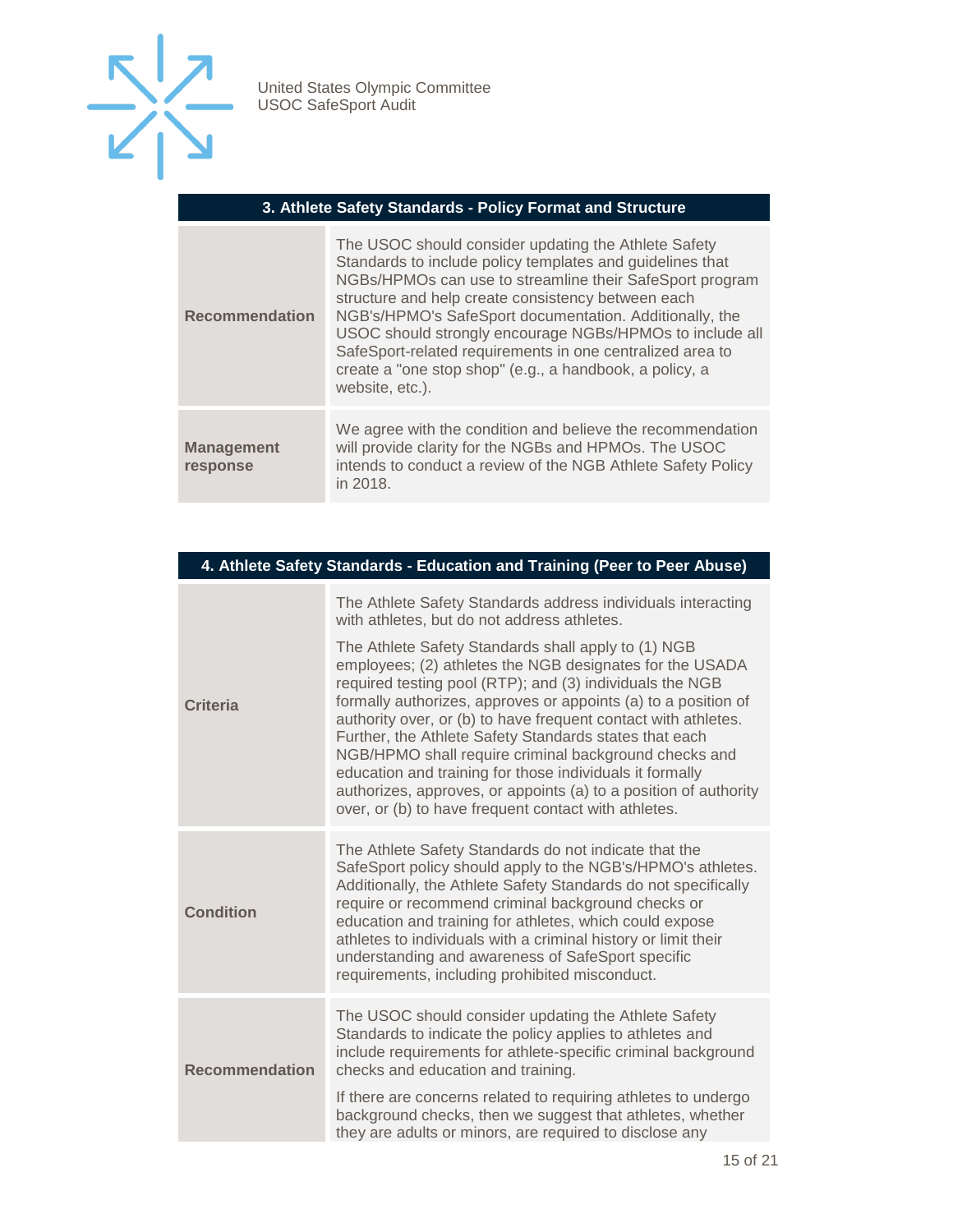| 3. Athlete Safety Standards - Policy Format and Structure | |
|---|---|
| **Recommendation** | The USOC should consider updating the Athlete Safety Standards to include policy templates and guidelines that NGBs/HPMOs can use to streamline their SafeSport program structure and help create consistency between each NGB's/HPMO's SafeSport documentation. Additionally, the USOC should strongly encourage NGBs/HPMOs to include all SafeSport-related requirements in one centralized area to create a "one stop shop" (e.g., a handbook, a policy, a website, etc.). |
| **Management response** | We agree with the condition and believe the recommendation will provide clarity for the NGBs and HPMOs. The USOC intends to conduct a review of the NGB Athlete Safety Policy in 2018. |

| 4. Athlete Safety Standards - Education and Training (Peer to Peer Abuse) | |
|---|---|
| **Criteria** | The Athlete Safety Standards address individuals interacting with athletes, but do not address athletes.<br><br>The Athlete Safety Standards shall apply to (1) NGB employees; (2) athletes the NGB designates for the USADA required testing pool (RTP); and (3) individuals the NGB formally authorizes, approves or appoints (a) to a position of authority over, or (b) to have frequent contact with athletes. Further, the Athlete Safety Standards states that each NGB/HPMO shall require criminal background checks and education and training for those individuals it formally authorizes, approves, or appoints (a) to a position of authority over, or (b) to have frequent contact with athletes. |
| **Condition** | The Athlete Safety Standards do not indicate that the SafeSport policy should apply to the NGB's/HPMO's athletes. Additionally, the Athlete Safety Standards do not specifically require or recommend criminal background checks or education and training for athletes, which could expose athletes to individuals with a criminal history or limit their understanding and awareness of SafeSport specific requirements, including prohibited misconduct. |
| **Recommendation** | The USOC should consider updating the Athlete Safety Standards to indicate the policy applies to athletes and include requirements for athlete-specific criminal background checks and education and training.<br><br>If there are concerns related to requiring athletes to undergo background checks, then we suggest that athletes, whether they are adults or minors, are required to disclose any |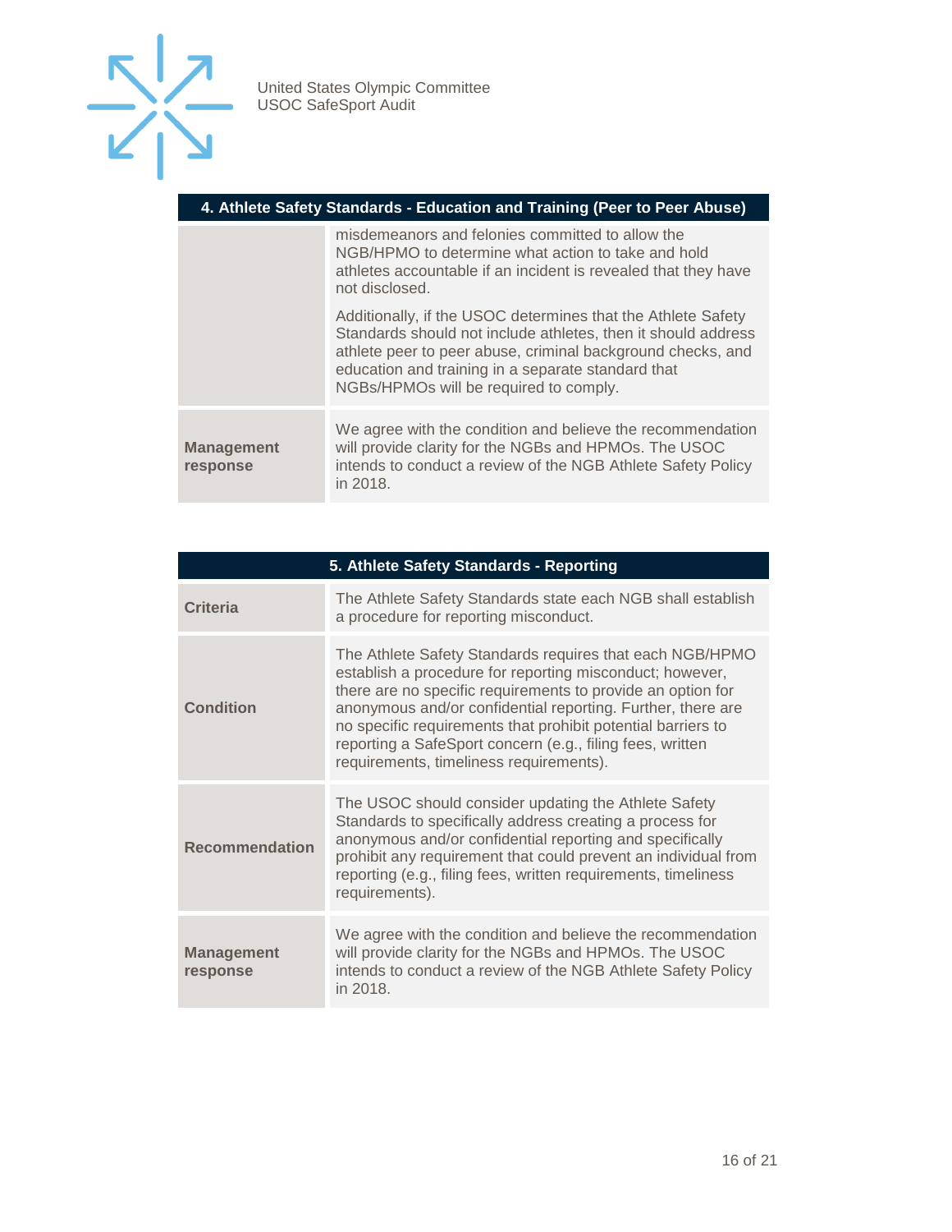| 4. Athlete Safety Standards - Education and Training (Peer to Peer Abuse) | |
|---|---|
| | misdemeanors and felonies committed to allow the NGB/HPMO to determine what action to take and hold athletes accountable if an incident is revealed that they have not disclosed.<br><br>Additionally, if the USOC determines that the Athlete Safety Standards should not include athletes, then it should address athlete peer to peer abuse, criminal background checks, and education and training in a separate standard that NGBs/HPMOs will be required to comply. |
| **Management response** | We agree with the condition and believe the recommendation will provide clarity for the NGBs and HPMOs. The USOC intends to conduct a review of the NGB Athlete Safety Policy in 2018. |

| 5. Athlete Safety Standards - Reporting | |
|---|---|
| **Criteria** | The Athlete Safety Standards state each NGB shall establish a procedure for reporting misconduct. |
| **Condition** | The Athlete Safety Standards requires that each NGB/HPMO establish a procedure for reporting misconduct; however, there are no specific requirements to provide an option for anonymous and/or confidential reporting. Further, there are no specific requirements that prohibit potential barriers to reporting a SafeSport concern (e.g., filing fees, written requirements, timeliness requirements). |
| **Recommendation** | The USOC should consider updating the Athlete Safety Standards to specifically address creating a process for anonymous and/or confidential reporting and specifically prohibit any requirement that could prevent an individual from reporting (e.g., filing fees, written requirements, timeliness requirements). |
| **Management response** | We agree with the condition and believe the recommendation will provide clarity for the NGBs and HPMOs. The USOC intends to conduct a review of the NGB Athlete Safety Policy in 2018. |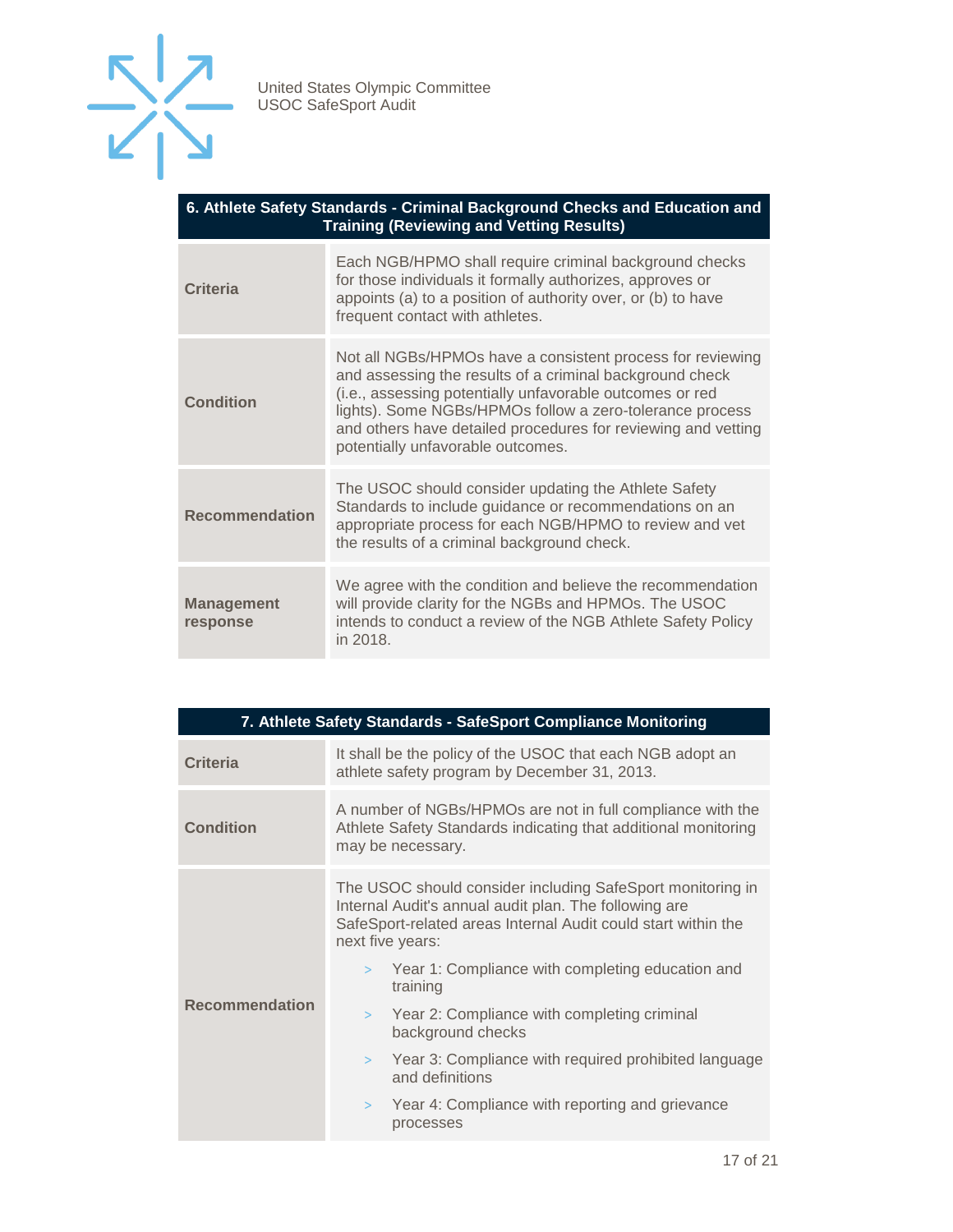| 6. Athlete Safety Standards - Criminal Background Checks and Education and Training (Reviewing and Vetting Results) | |
|---|---|
| **Criteria** | Each NGB/HPMO shall require criminal background checks for those individuals it formally authorizes, approves or appoints (a) to a position of authority over, or (b) to have frequent contact with athletes. |
| **Condition** | Not all NGBs/HPMOs have a consistent process for reviewing and assessing the results of a criminal background check (i.e., assessing potentially unfavorable outcomes or red lights). Some NGBs/HPMOs follow a zero-tolerance process and others have detailed procedures for reviewing and vetting potentially unfavorable outcomes. |
| **Recommendation** | The USOC should consider updating the Athlete Safety Standards to include guidance or recommendations on an appropriate process for each NGB/HPMO to review and vet the results of a criminal background check. |
| **Management response** | We agree with the condition and believe the recommendation will provide clarity for the NGBs and HPMOs. The USOC intends to conduct a review of the NGB Athlete Safety Policy in 2018. |

| 7. Athlete Safety Standards - SafeSport Compliance Monitoring | |
|---|---|
| **Criteria** | It shall be the policy of the USOC that each NGB adopt an athlete safety program by December 31, 2013. |
| **Condition** | A number of NGBs/HPMOs are not in full compliance with the Athlete Safety Standards indicating that additional monitoring may be necessary. |
| **Recommendation** | The USOC should consider including SafeSport monitoring in Internal Audit's annual audit plan. The following are SafeSport-related areas Internal Audit could start within the next five years:<br>> Year 1: Compliance with completing education and training<br>> Year 2: Compliance with completing criminal background checks<br>> Year 3: Compliance with required prohibited language and definitions<br>> Year 4: Compliance with reporting and grievance processes |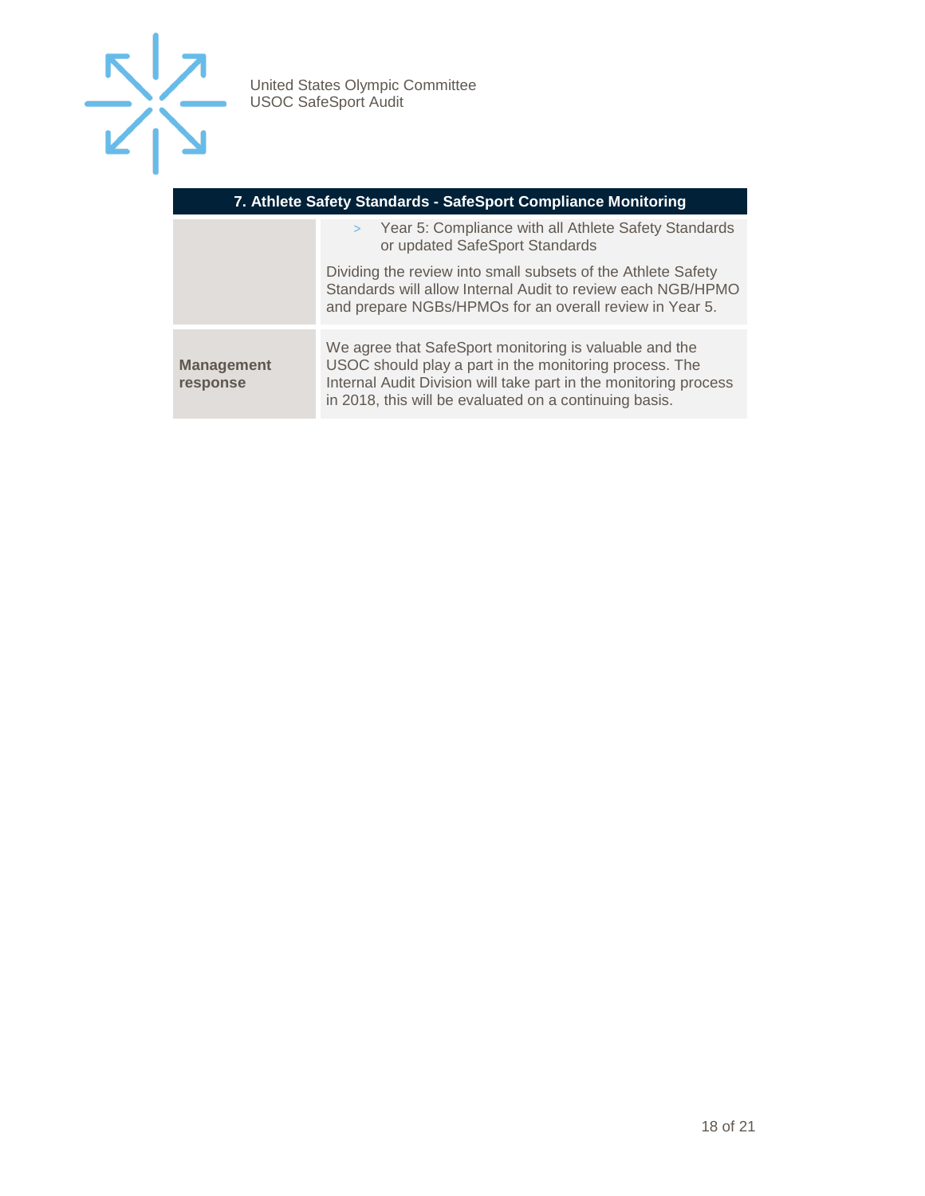| 7. Athlete Safety Standards - SafeSport Compliance Monitoring | |
| --- | --- |
| | > Year 5: Compliance with all Athlete Safety Standards or updated SafeSport Standards<br><br>Dividing the review into small subsets of the Athlete Safety Standards will allow Internal Audit to review each NGB/HPMO and prepare NGBs/HPMOs for an overall review in Year 5. |
| **Management response** | We agree that SafeSport monitoring is valuable and the USOC should play a part in the monitoring process. The Internal Audit Division will take part in the monitoring process in 2018, this will be evaluated on a continuing basis. |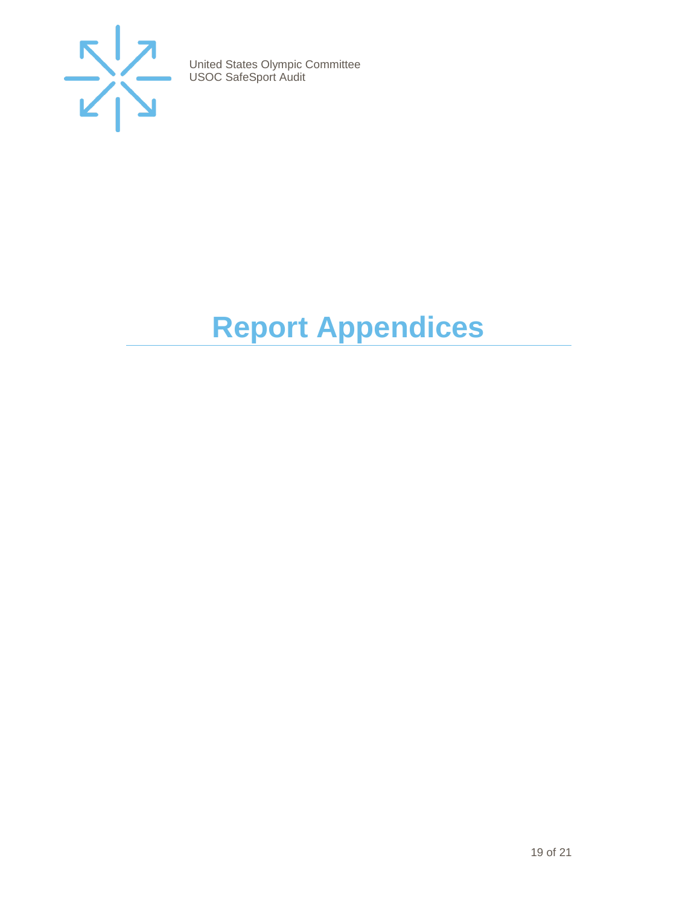# Report Appendices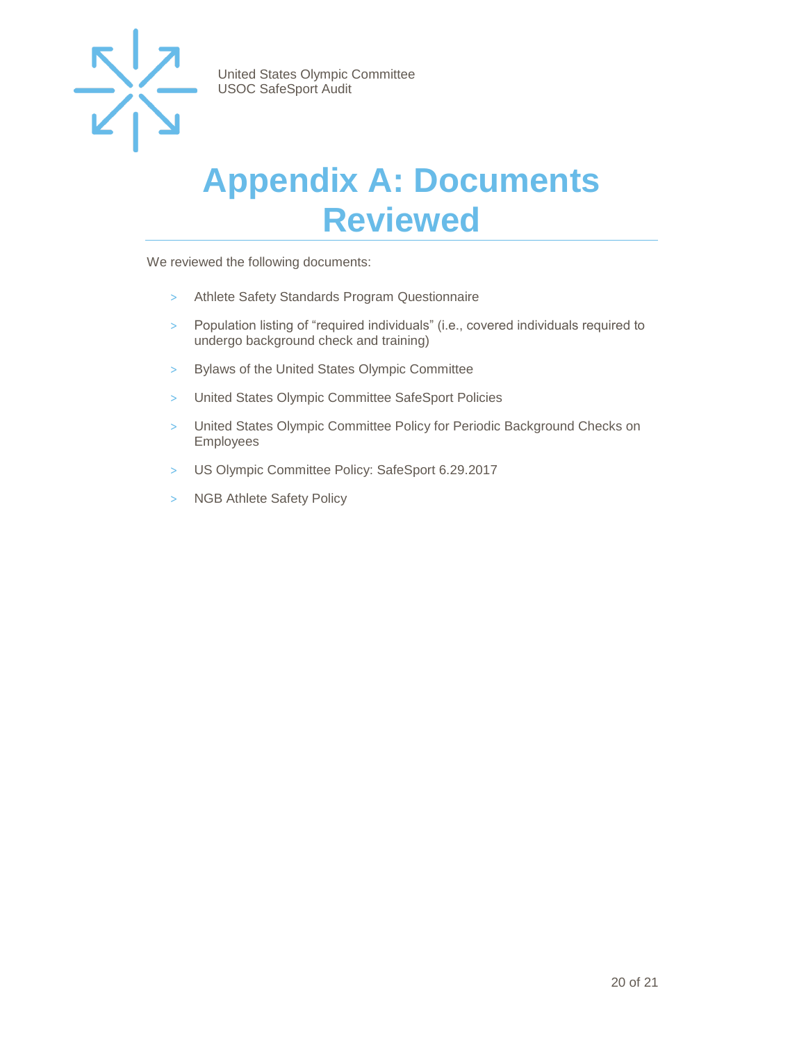# Appendix A: Documents Reviewed

We reviewed the following documents:

- Athlete Safety Standards Program Questionnaire
- Population listing of “required individuals” (i.e., covered individuals required to undergo background check and training)
- Bylaws of the United States Olympic Committee
- United States Olympic Committee SafeSport Policies
- United States Olympic Committee Policy for Periodic Background Checks on Employees
- US Olympic Committee Policy: SafeSport 6.29.2017
- NGB Athlete Safety Policy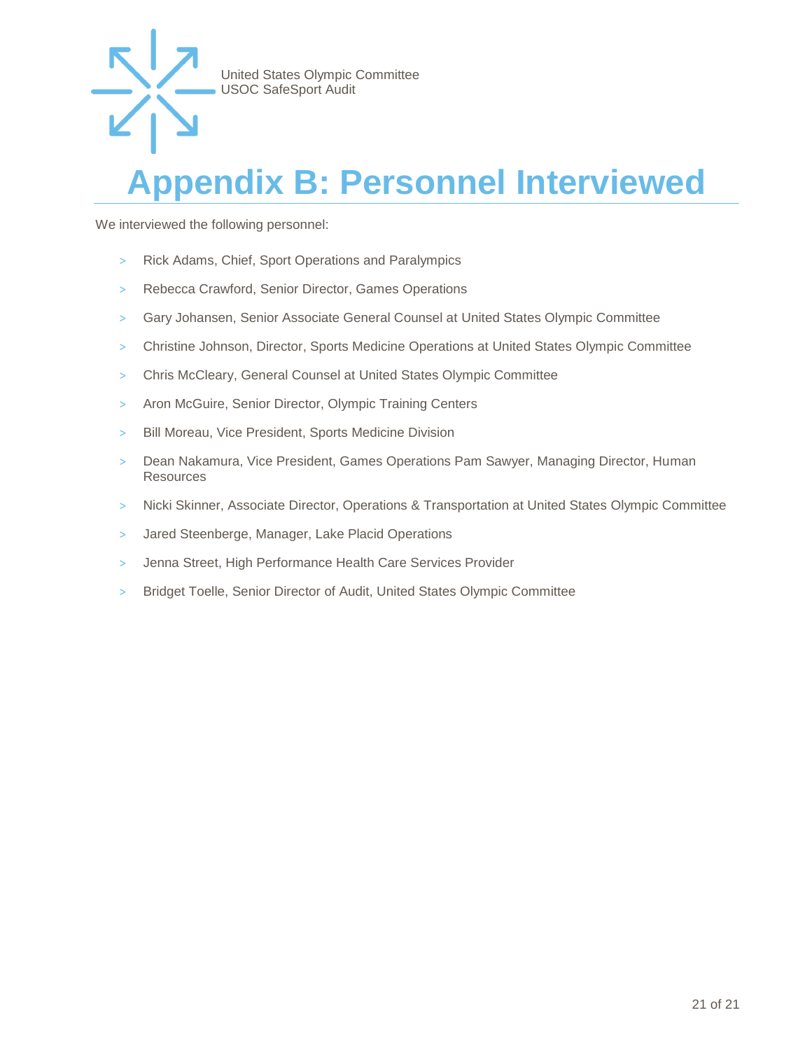# Appendix B: Personnel Interviewed

We interviewed the following personnel:

- Rick Adams, Chief, Sport Operations and Paralympics
- Rebecca Crawford, Senior Director, Games Operations
- Gary Johansen, Senior Associate General Counsel at United States Olympic Committee
- Christine Johnson, Director, Sports Medicine Operations at United States Olympic Committee
- Chris McCleary, General Counsel at United States Olympic Committee
- Aron McGuire, Senior Director, Olympic Training Centers
- Bill Moreau, Vice President, Sports Medicine Division
- Dean Nakamura, Vice President, Games Operations Pam Sawyer, Managing Director, Human Resources
- Nicki Skinner, Associate Director, Operations & Transportation at United States Olympic Committee
- Jared Steenberge, Manager, Lake Placid Operations
- Jenna Street, High Performance Health Care Services Provider
- Bridget Toelle, Senior Director of Audit, United States Olympic Committee